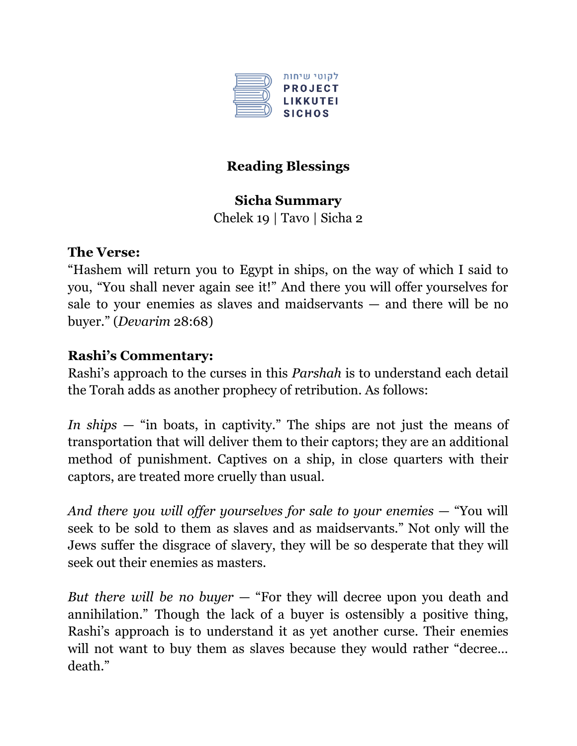לקוטי שיחות
PROJECT
LIKKUTEI
SICHOS

# Reading Blessings

**Sicha Summary**

Chelek 19 | Tavo | Sicha 2

## The Verse:

"Hashem will return you to Egypt in ships, on the way of which I said to you, "You shall never again see it!" And there you will offer yourselves for sale to your enemies as slaves and maidservants — and there will be no buyer." (*Devarim* 28:68)

## Rashi's Commentary:

Rashi's approach to the curses in this *Parshah* is to understand each detail the Torah adds as another prophecy of retribution. As follows:

*In ships* — "in boats, in captivity." The ships are not just the means of transportation that will deliver them to their captors; they are an additional method of punishment. Captives on a ship, in close quarters with their captors, are treated more cruelly than usual.

*And there you will offer yourselves for sale to your enemies* — "You will seek to be sold to them as slaves and as maidservants." Not only will the Jews suffer the disgrace of slavery, they will be so desperate that they will seek out their enemies as masters.

*But there will be no buyer* — "For they will decree upon you death and annihilation." Though the lack of a buyer is ostensibly a positive thing, Rashi's approach is to understand it as yet another curse. Their enemies will not want to buy them as slaves because they would rather "decree… death."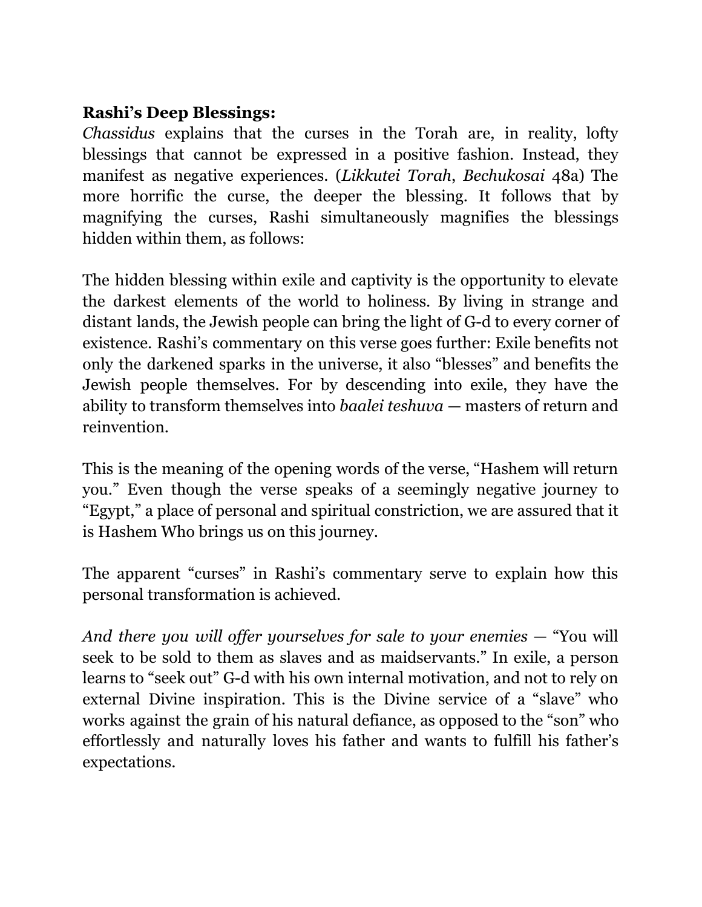**Rashi's Deep Blessings:**

*Chassidus* explains that the curses in the Torah are, in reality, lofty blessings that cannot be expressed in a positive fashion. Instead, they manifest as negative experiences. (*Likkutei Torah*, *Bechukosai* 48a) The more horrific the curse, the deeper the blessing. It follows that by magnifying the curses, Rashi simultaneously magnifies the blessings hidden within them, as follows:

The hidden blessing within exile and captivity is the opportunity to elevate the darkest elements of the world to holiness. By living in strange and distant lands, the Jewish people can bring the light of G-d to every corner of existence. Rashi's commentary on this verse goes further: Exile benefits not only the darkened sparks in the universe, it also "blesses" and benefits the Jewish people themselves. For by descending into exile, they have the ability to transform themselves into *baalei teshuva* — masters of return and reinvention.

This is the meaning of the opening words of the verse, "Hashem will return you." Even though the verse speaks of a seemingly negative journey to "Egypt," a place of personal and spiritual constriction, we are assured that it is Hashem Who brings us on this journey.

The apparent "curses" in Rashi's commentary serve to explain how this personal transformation is achieved.

*And there you will offer yourselves for sale to your enemies* — "You will seek to be sold to them as slaves and as maidservants." In exile, a person learns to "seek out" G-d with his own internal motivation, and not to rely on external Divine inspiration. This is the Divine service of a "slave" who works against the grain of his natural defiance, as opposed to the "son" who effortlessly and naturally loves his father and wants to fulfill his father's expectations.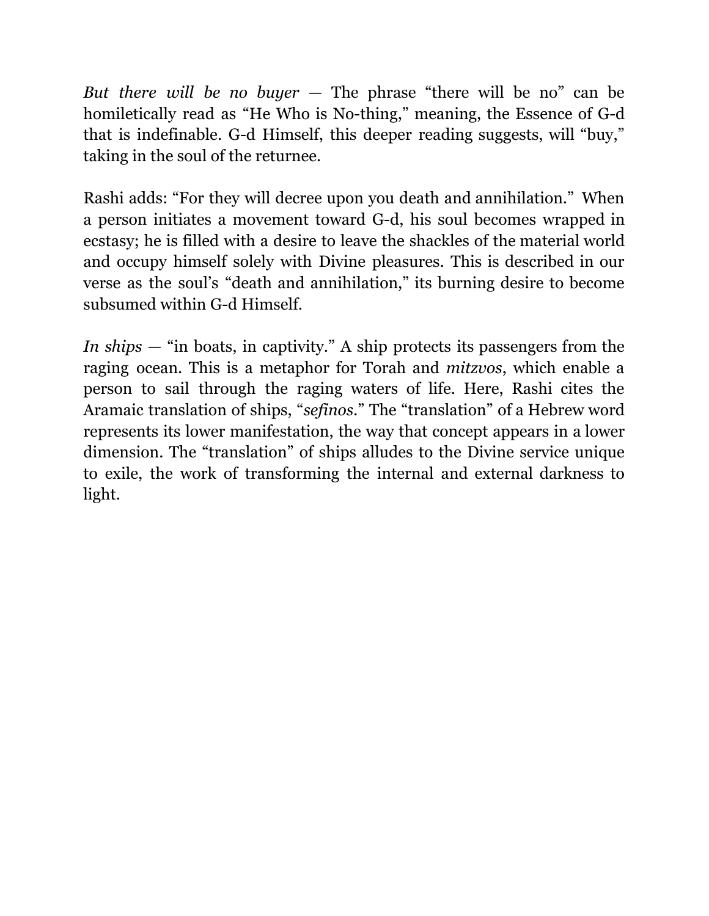*But there will be no buyer* — The phrase "there will be no" can be homiletically read as "He Who is No-thing," meaning, the Essence of G-d that is indefinable. G-d Himself, this deeper reading suggests, will "buy," taking in the soul of the returnee.

Rashi adds: "For they will decree upon you death and annihilation." When a person initiates a movement toward G-d, his soul becomes wrapped in ecstasy; he is filled with a desire to leave the shackles of the material world and occupy himself solely with Divine pleasures. This is described in our verse as the soul's "death and annihilation," its burning desire to become subsumed within G-d Himself.

*In ships* — "in boats, in captivity." A ship protects its passengers from the raging ocean. This is a metaphor for Torah and *mitzvos*, which enable a person to sail through the raging waters of life. Here, Rashi cites the Aramaic translation of ships, "*sefinos*." The "translation" of a Hebrew word represents its lower manifestation, the way that concept appears in a lower dimension. The "translation" of ships alludes to the Divine service unique to exile, the work of transforming the internal and external darkness to light.